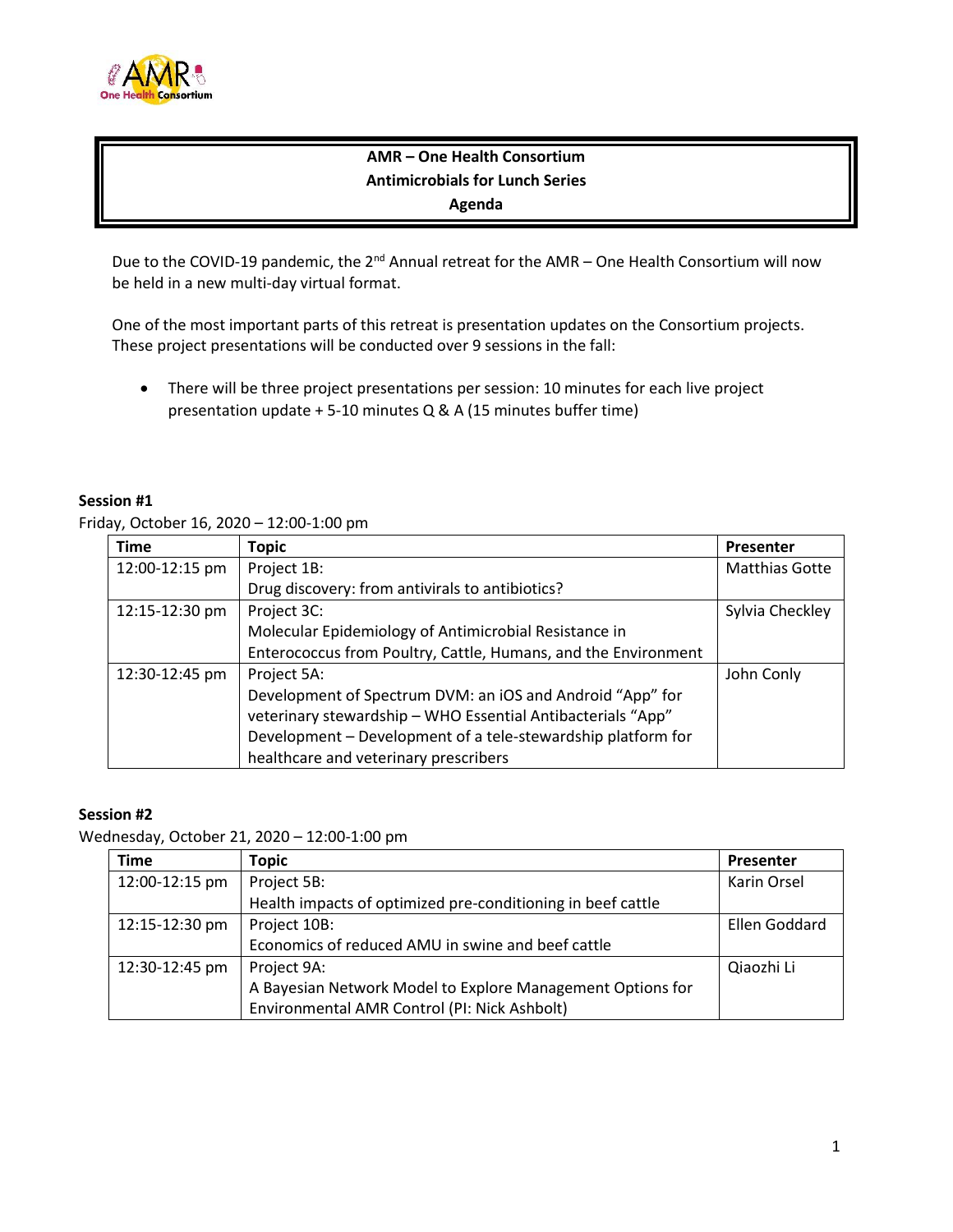# AMR – One Health Consortium
## Antimicrobials for Lunch Series
## Agenda

Due to the COVID-19 pandemic, the 2nd Annual retreat for the AMR – One Health Consortium will now be held in a new multi-day virtual format.

One of the most important parts of this retreat is presentation updates on the Consortium projects. These project presentations will be conducted over 9 sessions in the fall:

- There will be three project presentations per session: 10 minutes for each live project presentation update + 5-10 minutes Q & A (15 minutes buffer time)

**Session #1**

Friday, October 16, 2020 – 12:00-1:00 pm

| Time | Topic | Presenter |
|---|---|---|
| 12:00-12:15 pm | Project 1B: Drug discovery: from antivirals to antibiotics? | Matthias Gotte |
| 12:15-12:30 pm | Project 3C: Molecular Epidemiology of Antimicrobial Resistance in Enterococcus from Poultry, Cattle, Humans, and the Environment | Sylvia Checkley |
| 12:30-12:45 pm | Project 5A: Development of Spectrum DVM: an iOS and Android "App" for veterinary stewardship – WHO Essential Antibacterials "App" Development – Development of a tele-stewardship platform for healthcare and veterinary prescribers | John Conly |

**Session #2**

Wednesday, October 21, 2020 – 12:00-1:00 pm

| Time | Topic | Presenter |
|---|---|---|
| 12:00-12:15 pm | Project 5B: Health impacts of optimized pre-conditioning in beef cattle | Karin Orsel |
| 12:15-12:30 pm | Project 10B: Economics of reduced AMU in swine and beef cattle | Ellen Goddard |
| 12:30-12:45 pm | Project 9A: A Bayesian Network Model to Explore Management Options for Environmental AMR Control (PI: Nick Ashbolt) | Qiaozhi Li |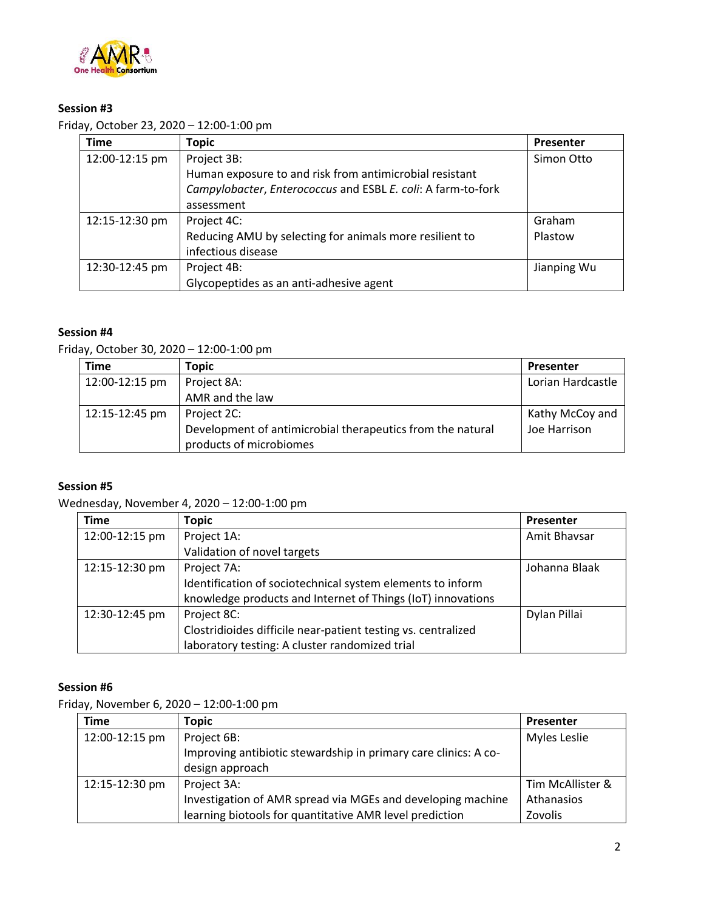**Session #3**

Friday, October 23, 2020 – 12:00-1:00 pm

| Time | Topic | Presenter |
| --- | --- | --- |
| 12:00-12:15 pm | Project 3B: Human exposure to and risk from antimicrobial resistant *Campylobacter*, *Enterococcus* and ESBL *E. coli*: A farm-to-fork assessment | Simon Otto |
| 12:15-12:30 pm | Project 4C: Reducing AMU by selecting for animals more resilient to infectious disease | Graham Plastow |
| 12:30-12:45 pm | Project 4B: Glycopeptides as an anti-adhesive agent | Jianping Wu |

**Session #4**

Friday, October 30, 2020 – 12:00-1:00 pm

| Time | Topic | Presenter |
| --- | --- | --- |
| 12:00-12:15 pm | Project 8A: AMR and the law | Lorian Hardcastle |
| 12:15-12:45 pm | Project 2C: Development of antimicrobial therapeutics from the natural products of microbiomes | Kathy McCoy and Joe Harrison |

**Session #5**

Wednesday, November 4, 2020 – 12:00-1:00 pm

| Time | Topic | Presenter |
| --- | --- | --- |
| 12:00-12:15 pm | Project 1A: Validation of novel targets | Amit Bhavsar |
| 12:15-12:30 pm | Project 7A: Identification of sociotechnical system elements to inform knowledge products and Internet of Things (IoT) innovations | Johanna Blaak |
| 12:30-12:45 pm | Project 8C: Clostridioides difficile near-patient testing vs. centralized laboratory testing: A cluster randomized trial | Dylan Pillai |

**Session #6**

Friday, November 6, 2020 – 12:00-1:00 pm

| Time | Topic | Presenter |
| --- | --- | --- |
| 12:00-12:15 pm | Project 6B: Improving antibiotic stewardship in primary care clinics: A co-design approach | Myles Leslie |
| 12:15-12:30 pm | Project 3A: Investigation of AMR spread via MGEs and developing machine learning biotools for quantitative AMR level prediction | Tim McAllister & Athanasios Zovolis |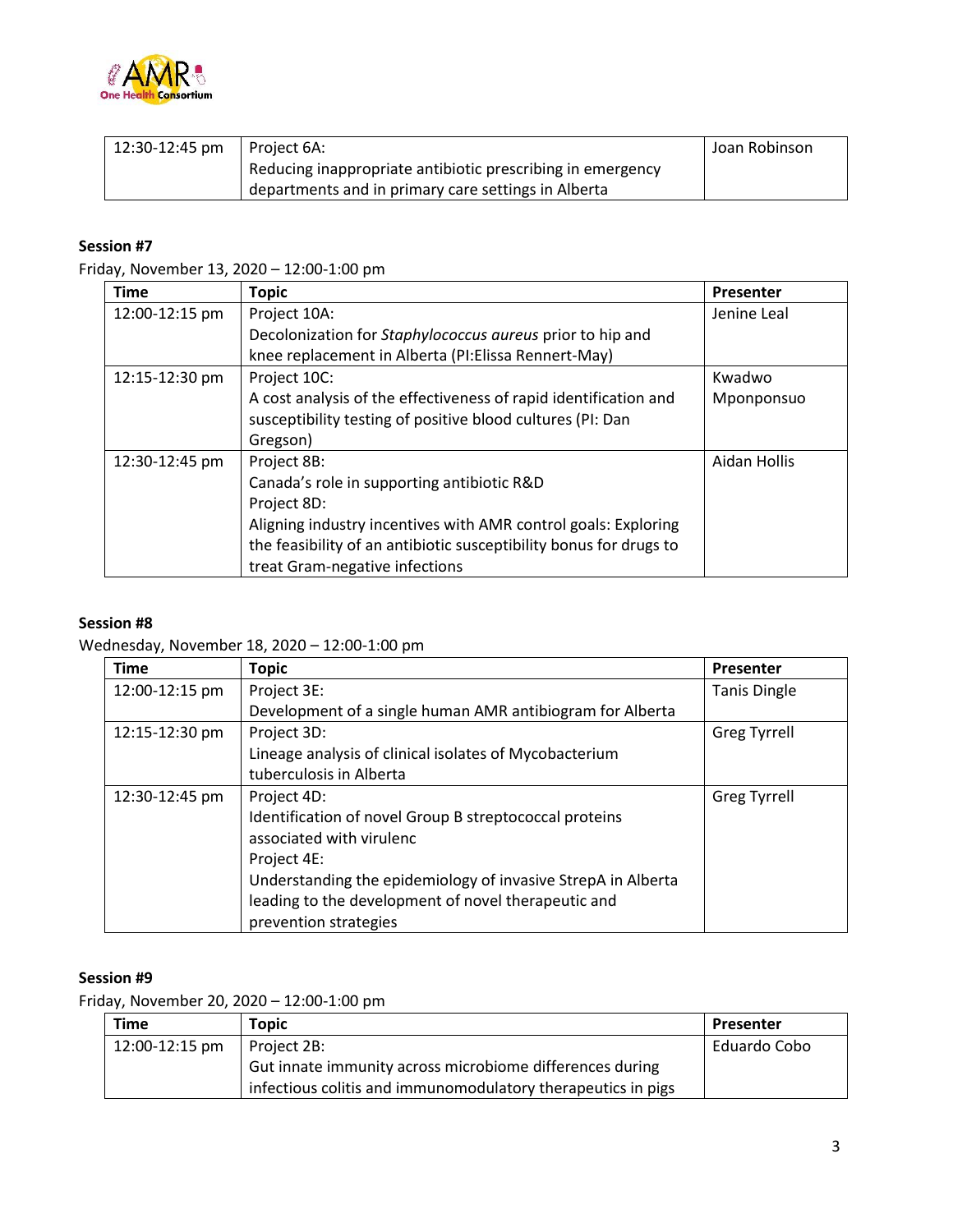| 12:30-12:45 pm | Project 6A:<br>Reducing inappropriate antibiotic prescribing in emergency departments and in primary care settings in Alberta | Joan Robinson |
|---|---|---|

**Session #7**

Friday, November 13, 2020 – 12:00-1:00 pm

| Time | Topic | Presenter |
|---|---|---|
| 12:00-12:15 pm | Project 10A:<br>Decolonization for *Staphylococcus aureus* prior to hip and knee replacement in Alberta (PI:Elissa Rennert-May) | Jenine Leal |
| 12:15-12:30 pm | Project 10C:<br>A cost analysis of the effectiveness of rapid identification and susceptibility testing of positive blood cultures (PI: Dan Gregson) | Kwadwo Mponponsuo |
| 12:30-12:45 pm | Project 8B:<br>Canada's role in supporting antibiotic R&D<br>Project 8D:<br>Aligning industry incentives with AMR control goals: Exploring the feasibility of an antibiotic susceptibility bonus for drugs to treat Gram-negative infections | Aidan Hollis |

**Session #8**

Wednesday, November 18, 2020 – 12:00-1:00 pm

| Time | Topic | Presenter |
|---|---|---|
| 12:00-12:15 pm | Project 3E:<br>Development of a single human AMR antibiogram for Alberta | Tanis Dingle |
| 12:15-12:30 pm | Project 3D:<br>Lineage analysis of clinical isolates of Mycobacterium tuberculosis in Alberta | Greg Tyrrell |
| 12:30-12:45 pm | Project 4D:<br>Identification of novel Group B streptococcal proteins associated with virulenc<br>Project 4E:<br>Understanding the epidemiology of invasive StrepA in Alberta leading to the development of novel therapeutic and prevention strategies | Greg Tyrrell |

**Session #9**

Friday, November 20, 2020 – 12:00-1:00 pm

| Time | Topic | Presenter |
|---|---|---|
| 12:00-12:15 pm | Project 2B:<br>Gut innate immunity across microbiome differences during infectious colitis and immunomodulatory therapeutics in pigs | Eduardo Cobo |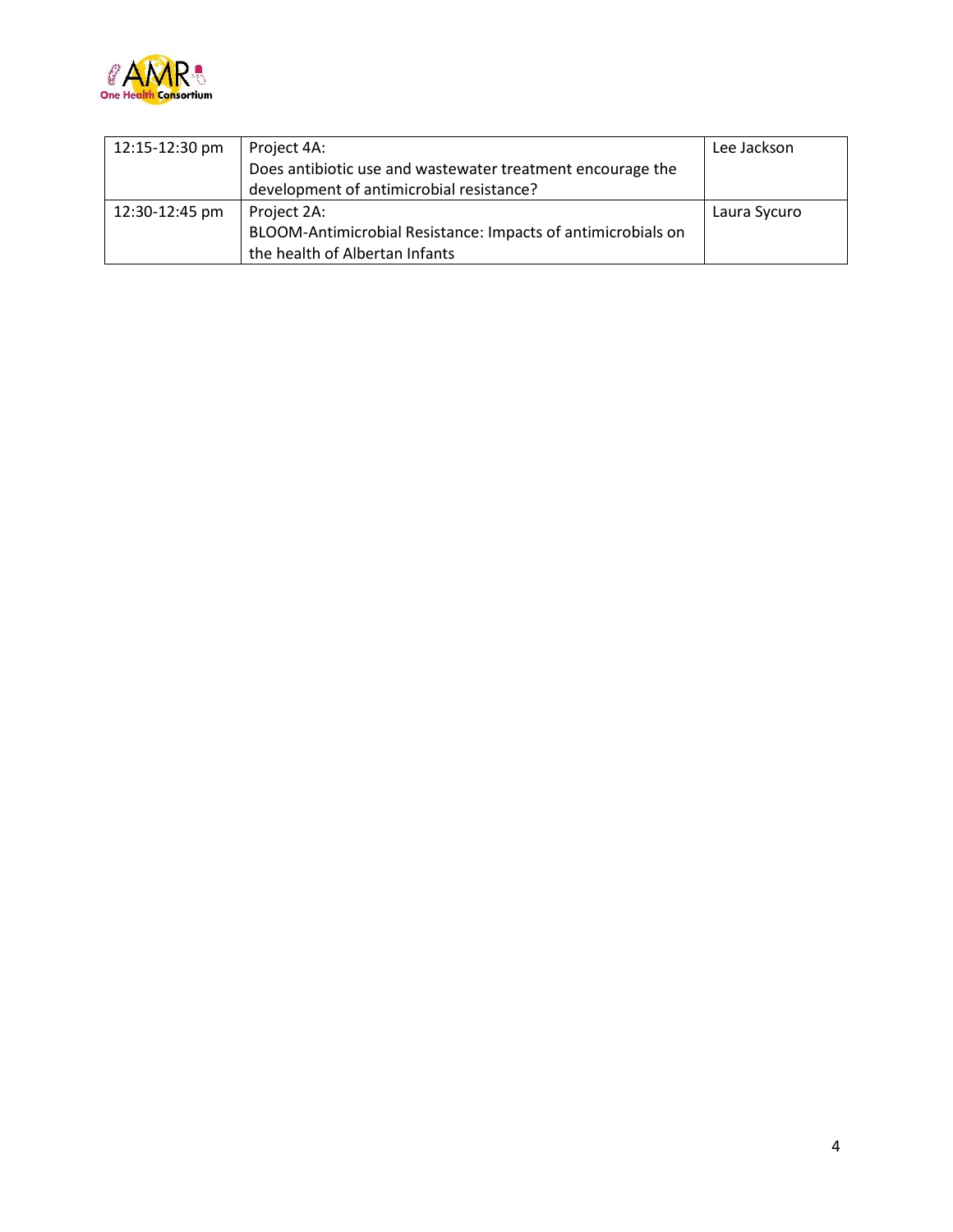| | | |
|---|---|---|
| 12:15-12:30 pm | Project 4A:<br>Does antibiotic use and wastewater treatment encourage the development of antimicrobial resistance? | Lee Jackson |
| 12:30-12:45 pm | Project 2A:<br>BLOOM-Antimicrobial Resistance: Impacts of antimicrobials on the health of Albertan Infants | Laura Sycuro |